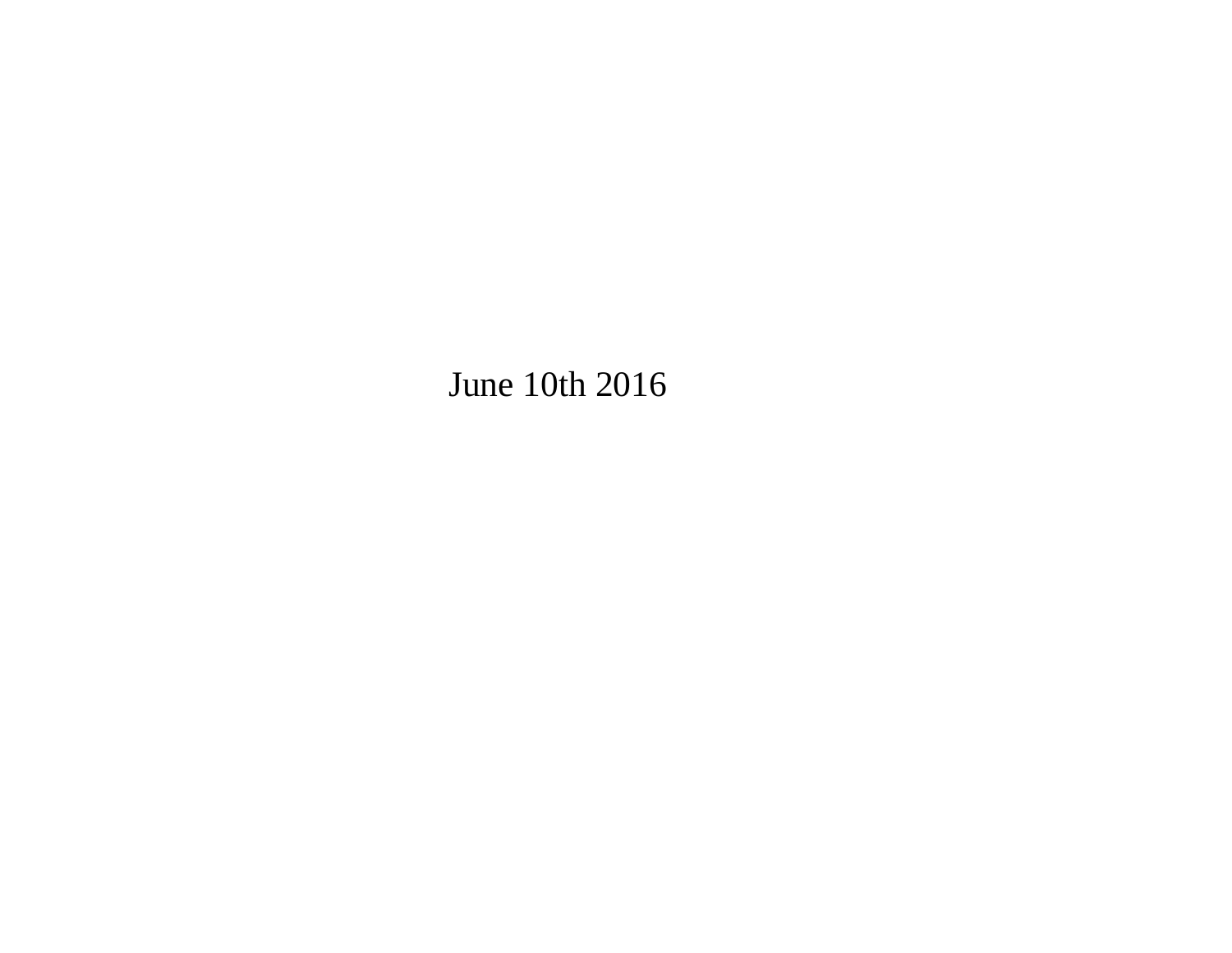June 10th 2016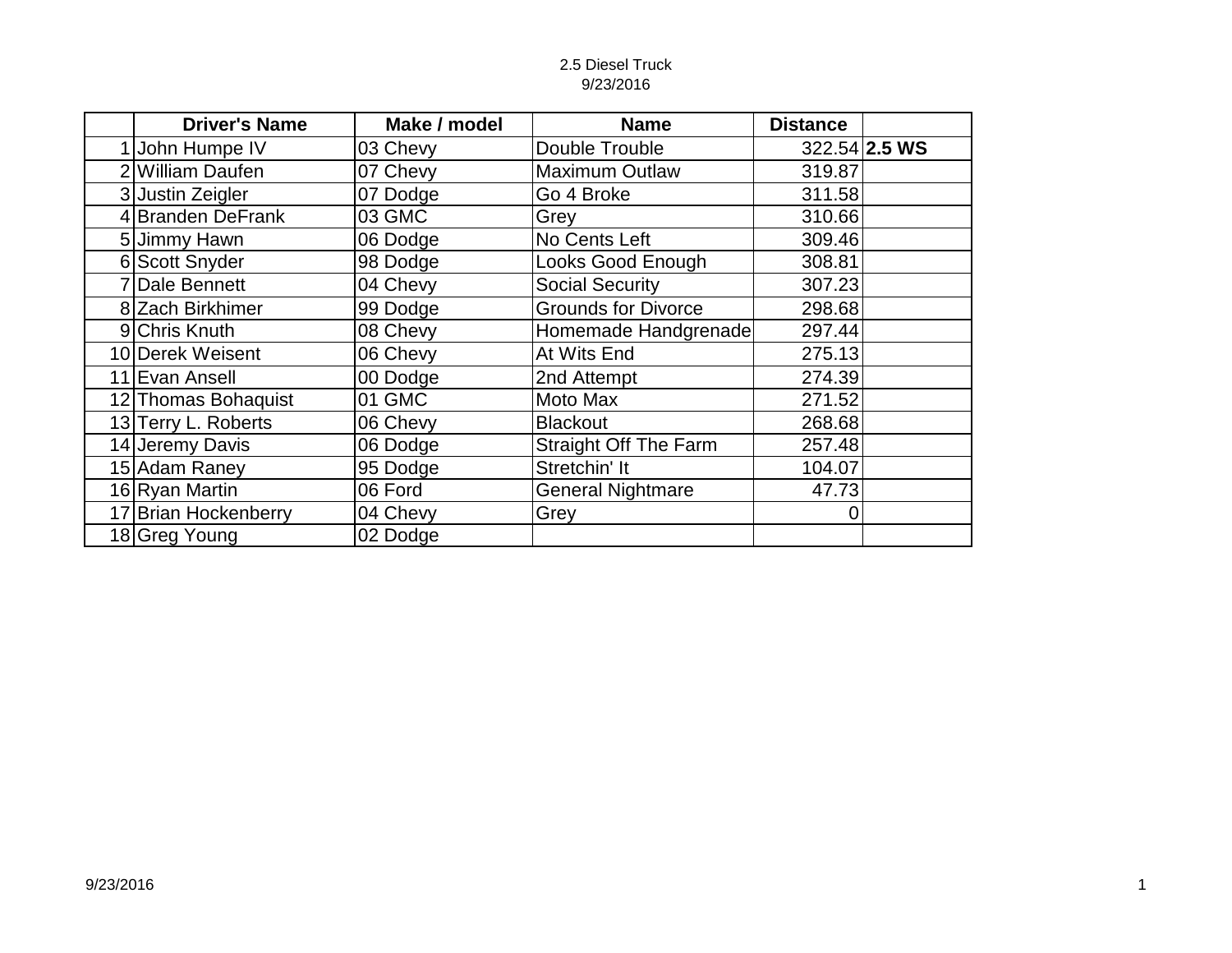2.5 Diesel Truck
9/23/2016

| | Driver's Name | Make / model | Name | Distance | |
|---|---|---|---|---|---|
| 1 | John Humpe IV | 03 Chevy | Double Trouble | 322.54 | **2.5 WS** |
| 2 | William Daufen | 07 Chevy | Maximum Outlaw | 319.87 | |
| 3 | Justin Zeigler | 07 Dodge | Go 4 Broke | 311.58 | |
| 4 | Branden DeFrank | 03 GMC | Grey | 310.66 | |
| 5 | Jimmy Hawn | 06 Dodge | No Cents Left | 309.46 | |
| 6 | Scott Snyder | 98 Dodge | Looks Good Enough | 308.81 | |
| 7 | Dale Bennett | 04 Chevy | Social Security | 307.23 | |
| 8 | Zach Birkhimer | 99 Dodge | Grounds for Divorce | 298.68 | |
| 9 | Chris Knuth | 08 Chevy | Homemade Handgrenade | 297.44 | |
| 10 | Derek Weisent | 06 Chevy | At Wits End | 275.13 | |
| 11 | Evan Ansell | 00 Dodge | 2nd Attempt | 274.39 | |
| 12 | Thomas Bohaquist | 01 GMC | Moto Max | 271.52 | |
| 13 | Terry L. Roberts | 06 Chevy | Blackout | 268.68 | |
| 14 | Jeremy Davis | 06 Dodge | Straight Off The Farm | 257.48 | |
| 15 | Adam Raney | 95 Dodge | Stretchin' It | 104.07 | |
| 16 | Ryan Martin | 06 Ford | General Nightmare | 47.73 | |
| 17 | Brian Hockenberry | 04 Chevy | Grey | 0 | |
| 18 | Greg Young | 02 Dodge | | | |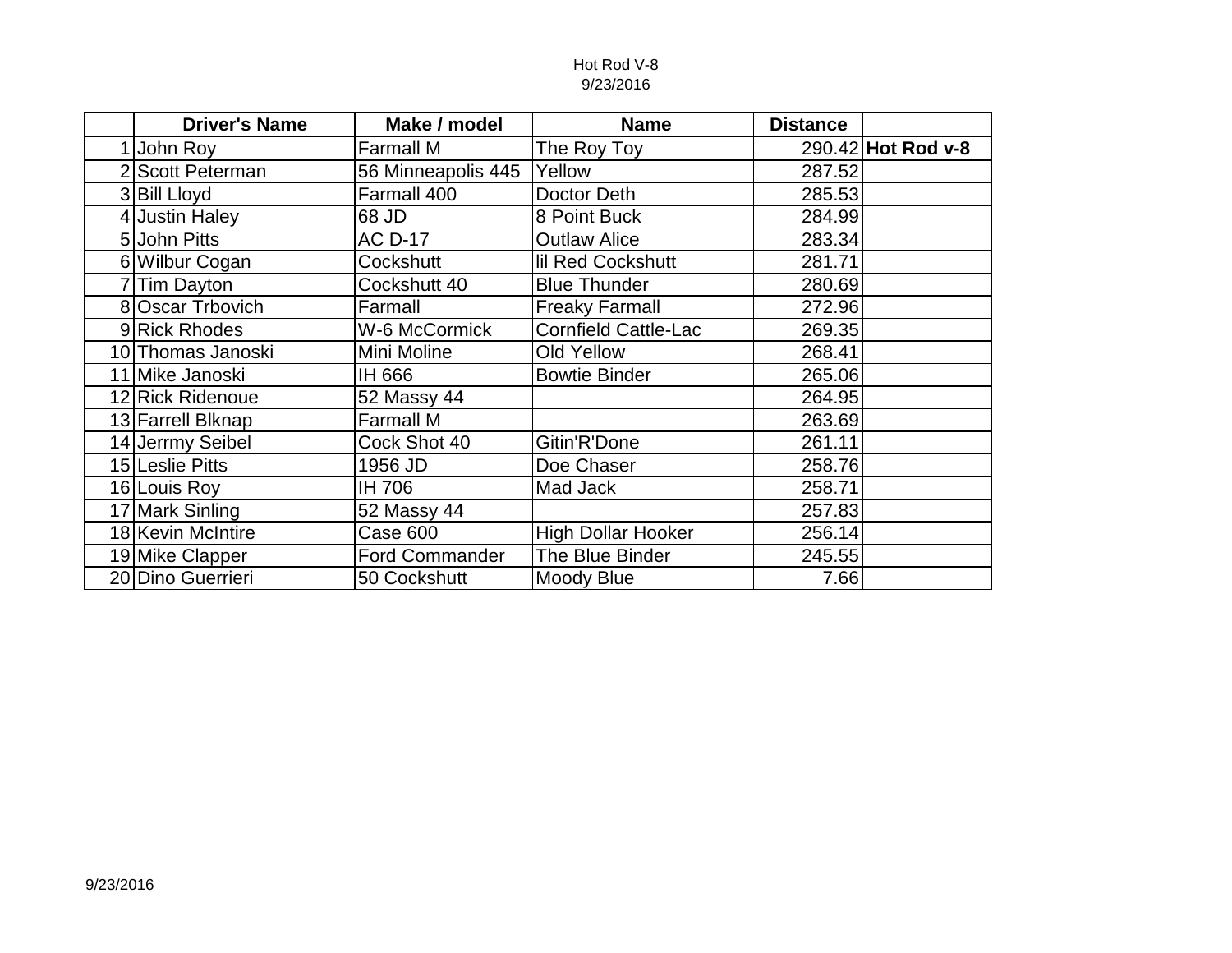Hot Rod V-8
9/23/2016

| | Driver's Name | Make / model | Name | Distance | |
|---|---|---|---|---|---|
| 1 | John Roy | Farmall M | The Roy Toy | 290.42 | **Hot Rod v-8** |
| 2 | Scott Peterman | 56 Minneapolis 445 | Yellow | 287.52 | |
| 3 | Bill Lloyd | Farmall 400 | Doctor Deth | 285.53 | |
| 4 | Justin Haley | 68 JD | 8 Point Buck | 284.99 | |
| 5 | John Pitts | AC D-17 | Outlaw Alice | 283.34 | |
| 6 | Wilbur Cogan | Cockshutt | lil Red Cockshutt | 281.71 | |
| 7 | Tim Dayton | Cockshutt 40 | Blue Thunder | 280.69 | |
| 8 | Oscar Trbovich | Farmall | Freaky Farmall | 272.96 | |
| 9 | Rick Rhodes | W-6 McCormick | Cornfield Cattle-Lac | 269.35 | |
| 10 | Thomas Janoski | Mini Moline | Old Yellow | 268.41 | |
| 11 | Mike Janoski | IH 666 | Bowtie Binder | 265.06 | |
| 12 | Rick Ridenoue | 52 Massy 44 | | 264.95 | |
| 13 | Farrell Blknap | Farmall M | | 263.69 | |
| 14 | Jerrmy Seibel | Cock Shot 40 | Gitin'R'Done | 261.11 | |
| 15 | Leslie Pitts | 1956 JD | Doe Chaser | 258.76 | |
| 16 | Louis Roy | IH 706 | Mad Jack | 258.71 | |
| 17 | Mark Sinling | 52 Massy 44 | | 257.83 | |
| 18 | Kevin McIntire | Case 600 | High Dollar Hooker | 256.14 | |
| 19 | Mike Clapper | Ford Commander | The Blue Binder | 245.55 | |
| 20 | Dino Guerrieri | 50 Cockshutt | Moody Blue | 7.66 | |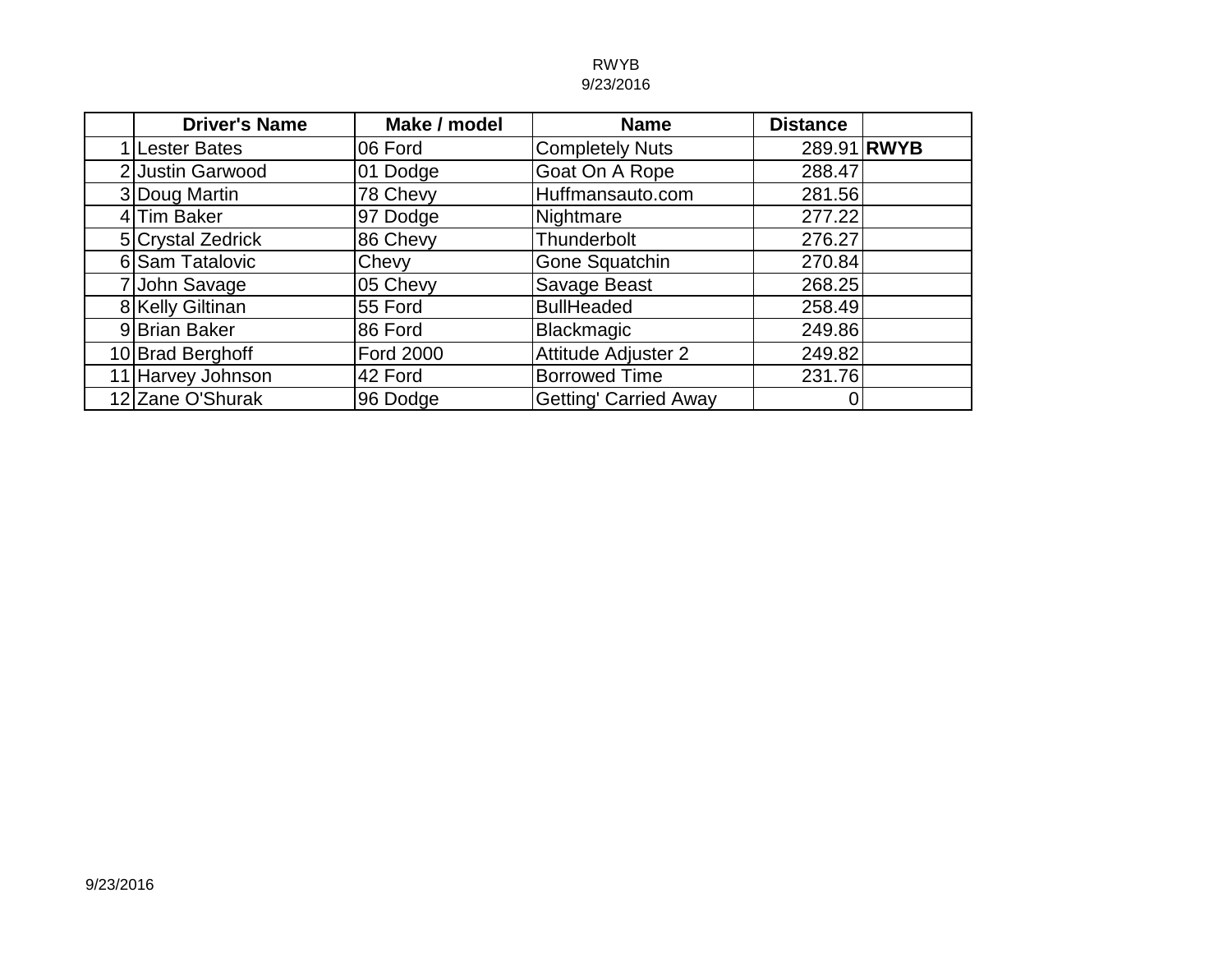RWYB
9/23/2016

| | Driver's Name | Make / model | Name | Distance | |
|---|---|---|---|---|---|
| 1 | Lester Bates | 06 Ford | Completely Nuts | 289.91 | **RWYB** |
| 2 | Justin Garwood | 01 Dodge | Goat On A Rope | 288.47 | |
| 3 | Doug Martin | 78 Chevy | Huffmansauto.com | 281.56 | |
| 4 | Tim Baker | 97 Dodge | Nightmare | 277.22 | |
| 5 | Crystal Zedrick | 86 Chevy | Thunderbolt | 276.27 | |
| 6 | Sam Tatalovic | Chevy | Gone Squatchin | 270.84 | |
| 7 | John Savage | 05 Chevy | Savage Beast | 268.25 | |
| 8 | Kelly Giltinan | 55 Ford | BullHeaded | 258.49 | |
| 9 | Brian Baker | 86 Ford | Blackmagic | 249.86 | |
| 10 | Brad Berghoff | Ford 2000 | Attitude Adjuster 2 | 249.82 | |
| 11 | Harvey Johnson | 42 Ford | Borrowed Time | 231.76 | |
| 12 | Zane O'Shurak | 96 Dodge | Getting' Carried Away | 0 | |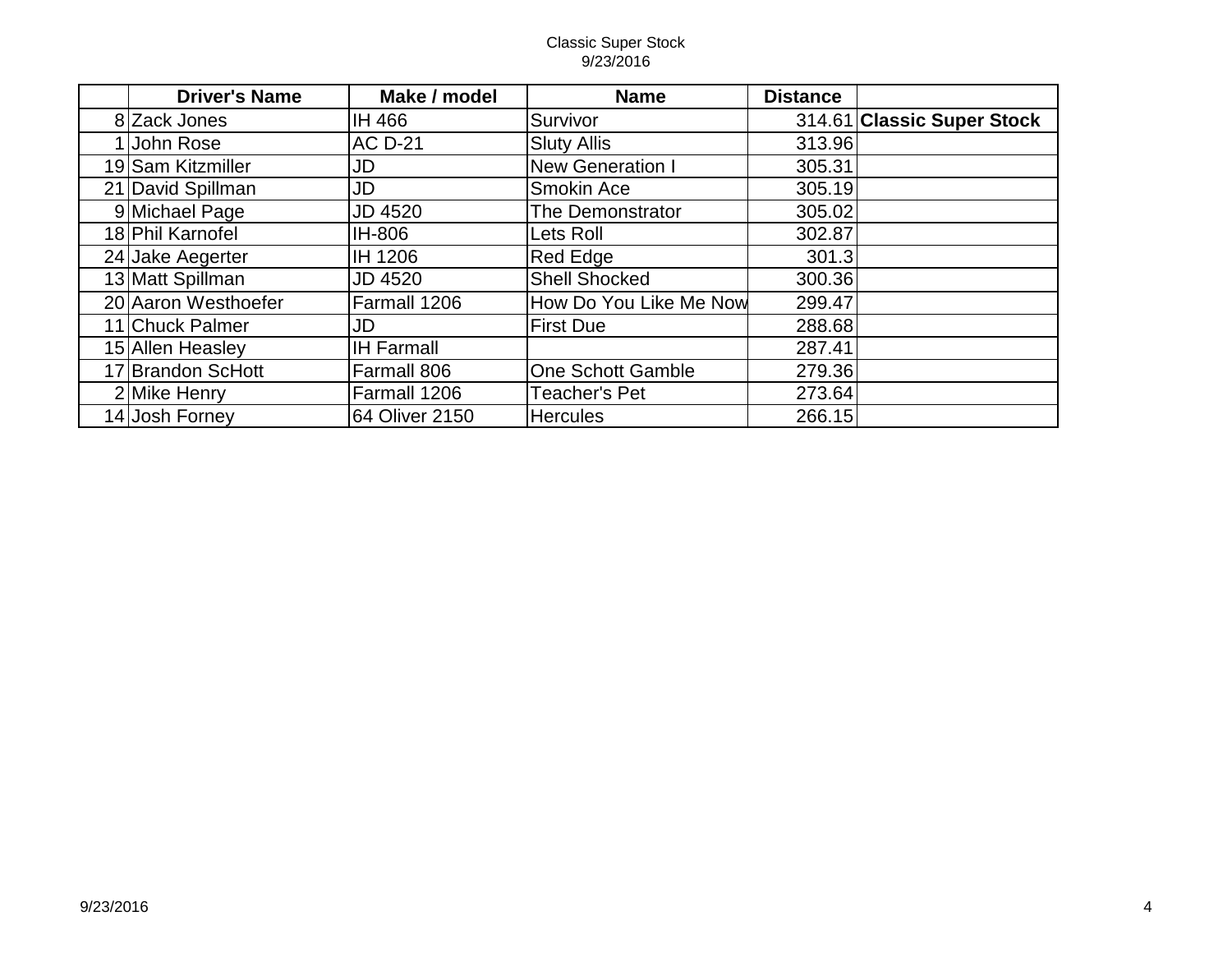Classic Super Stock
9/23/2016

| | Driver's Name | Make / model | Name | Distance | |
|---|---|---|---|---|---|
| 8 | Zack Jones | IH 466 | Survivor | 314.61 | **Classic Super Stock** |
| 1 | John Rose | AC D-21 | Sluty Allis | 313.96 | |
| 19 | Sam Kitzmiller | JD | New Generation I | 305.31 | |
| 21 | David Spillman | JD | Smokin Ace | 305.19 | |
| 9 | Michael Page | JD 4520 | The Demonstrator | 305.02 | |
| 18 | Phil Karnofel | IH-806 | Lets Roll | 302.87 | |
| 24 | Jake Aegerter | IH 1206 | Red Edge | 301.3 | |
| 13 | Matt Spillman | JD 4520 | Shell Shocked | 300.36 | |
| 20 | Aaron Westhoefer | Farmall 1206 | How Do You Like Me Now | 299.47 | |
| 11 | Chuck Palmer | JD | First Due | 288.68 | |
| 15 | Allen Heasley | IH Farmall | | 287.41 | |
| 17 | Brandon ScHott | Farmall 806 | One Schott Gamble | 279.36 | |
| 2 | Mike Henry | Farmall 1206 | Teacher's Pet | 273.64 | |
| 14 | Josh Forney | 64 Oliver 2150 | Hercules | 266.15 | |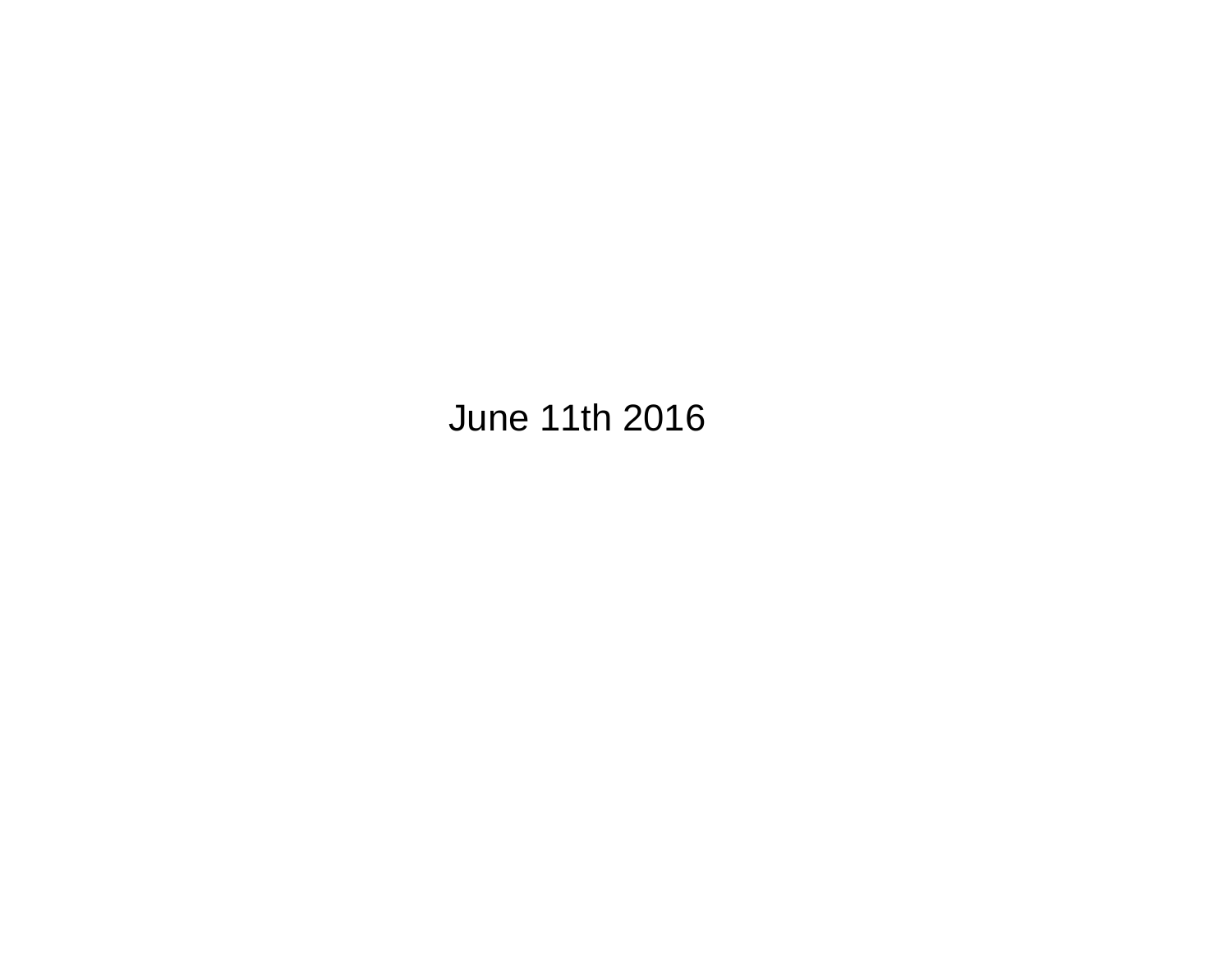June 11th 2016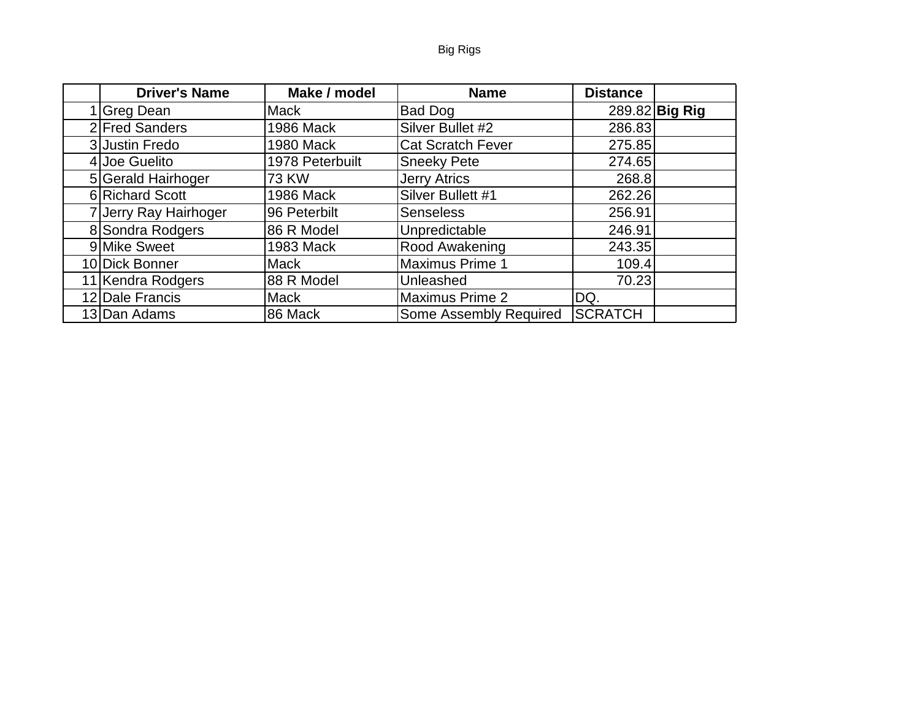Big Rigs

| | Driver's Name | Make / model | Name | Distance | |
|---|---|---|---|---|---|
| 1 | Greg Dean | Mack | Bad Dog | 289.82 | **Big Rig** |
| 2 | Fred Sanders | 1986 Mack | Silver Bullet #2 | 286.83 | |
| 3 | Justin Fredo | 1980 Mack | Cat Scratch Fever | 275.85 | |
| 4 | Joe Guelito | 1978 Peterbuilt | Sneeky Pete | 274.65 | |
| 5 | Gerald Hairhoger | 73 KW | Jerry Atrics | 268.8 | |
| 6 | Richard Scott | 1986 Mack | Silver Bullett #1 | 262.26 | |
| 7 | Jerry Ray Hairhoger | 96 Peterbilt | Senseless | 256.91 | |
| 8 | Sondra Rodgers | 86 R Model | Unpredictable | 246.91 | |
| 9 | Mike Sweet | 1983 Mack | Rood Awakening | 243.35 | |
| 10 | Dick Bonner | Mack | Maximus Prime 1 | 109.4 | |
| 11 | Kendra Rodgers | 88 R Model | Unleashed | 70.23 | |
| 12 | Dale Francis | Mack | Maximus Prime 2 | DQ. | |
| 13 | Dan Adams | 86 Mack | Some Assembly Required | SCRATCH | |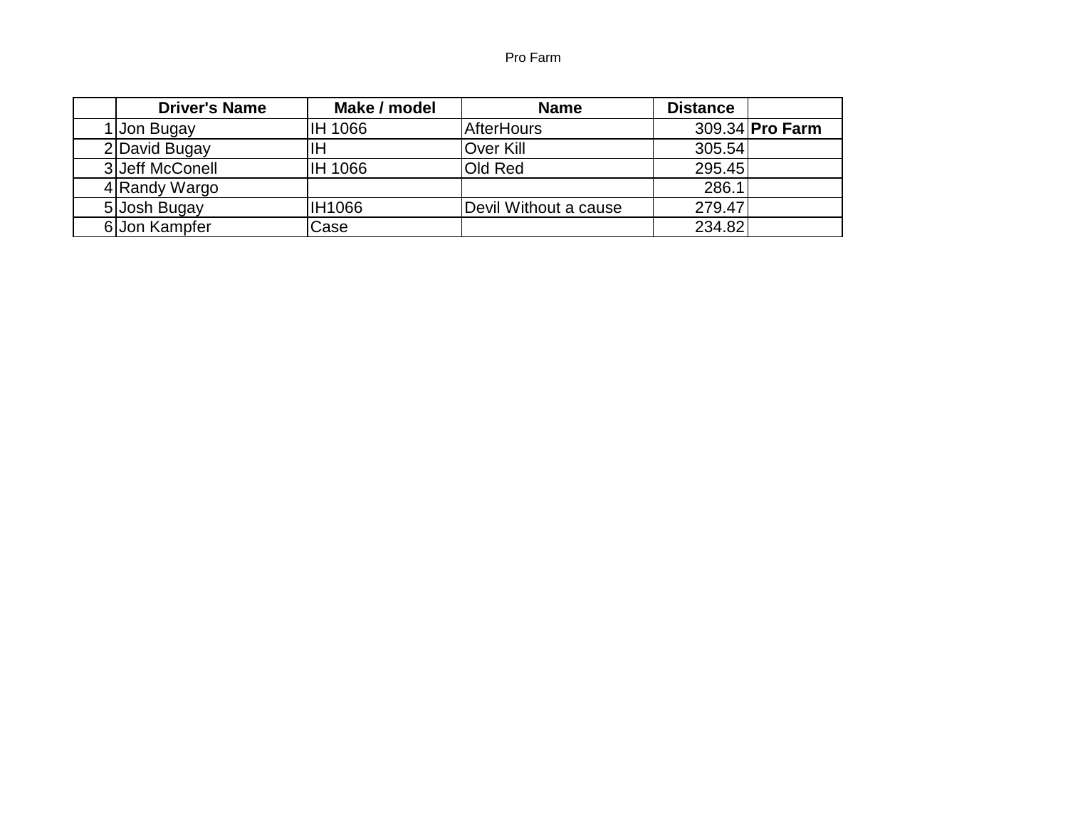Pro Farm

| | Driver's Name | Make / model | Name | Distance | |
|---|---|---|---|---|---|
| 1 | Jon Bugay | IH 1066 | AfterHours | 309.34 | **Pro Farm** |
| 2 | David Bugay | IH | Over Kill | 305.54 | |
| 3 | Jeff McConell | IH 1066 | Old Red | 295.45 | |
| 4 | Randy Wargo | | | 286.1 | |
| 5 | Josh Bugay | IH1066 | Devil Without a cause | 279.47 | |
| 6 | Jon Kampfer | Case | | 234.82 | |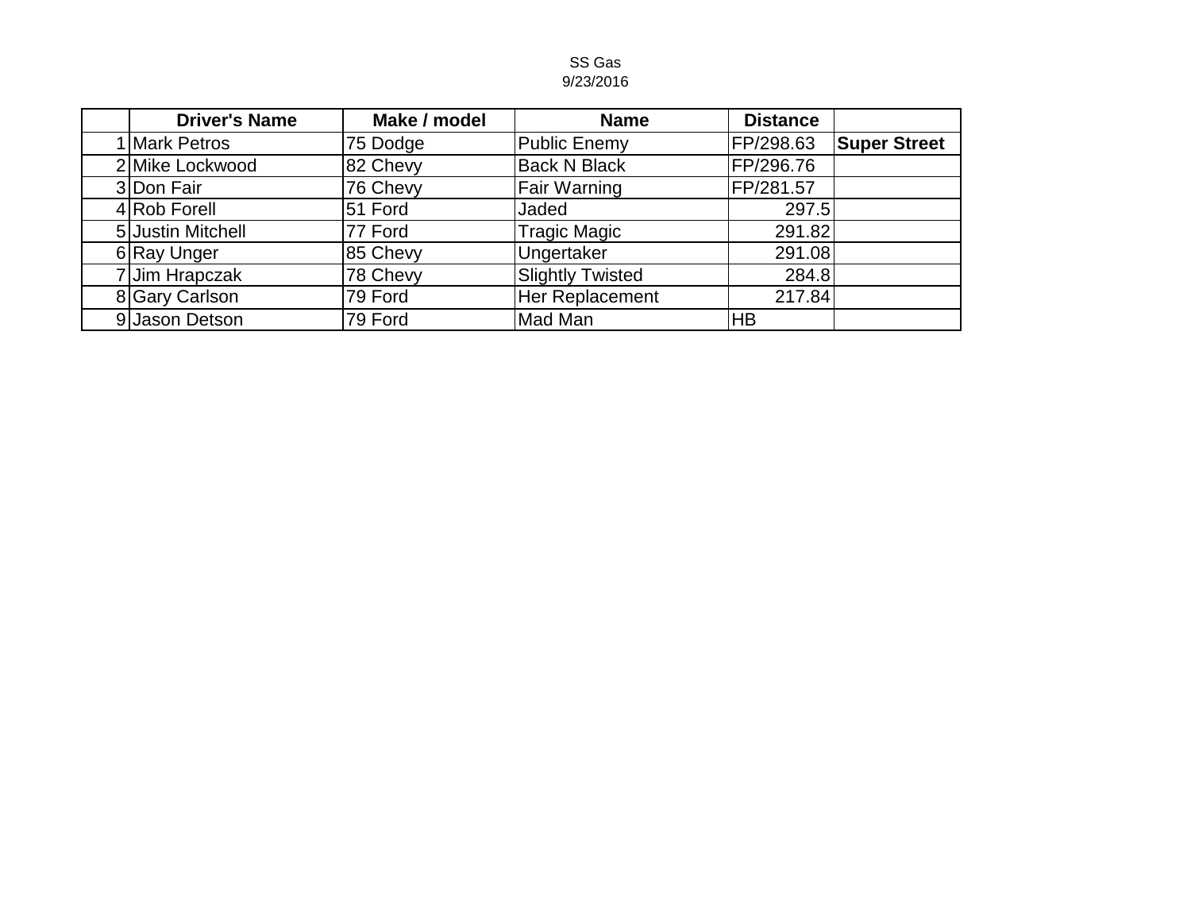SS Gas
9/23/2016

| | Driver's Name | Make / model | Name | Distance | |
|---|---|---|---|---|---|
| 1 | Mark Petros | 75 Dodge | Public Enemy | FP/298.63 | **Super Street** |
| 2 | Mike Lockwood | 82 Chevy | Back N Black | FP/296.76 | |
| 3 | Don Fair | 76 Chevy | Fair Warning | FP/281.57 | |
| 4 | Rob Forell | 51 Ford | Jaded | 297.5 | |
| 5 | Justin Mitchell | 77 Ford | Tragic Magic | 291.82 | |
| 6 | Ray Unger | 85 Chevy | Ungertaker | 291.08 | |
| 7 | Jim Hrapczak | 78 Chevy | Slightly Twisted | 284.8 | |
| 8 | Gary Carlson | 79 Ford | Her Replacement | 217.84 | |
| 9 | Jason Detson | 79 Ford | Mad Man | HB | |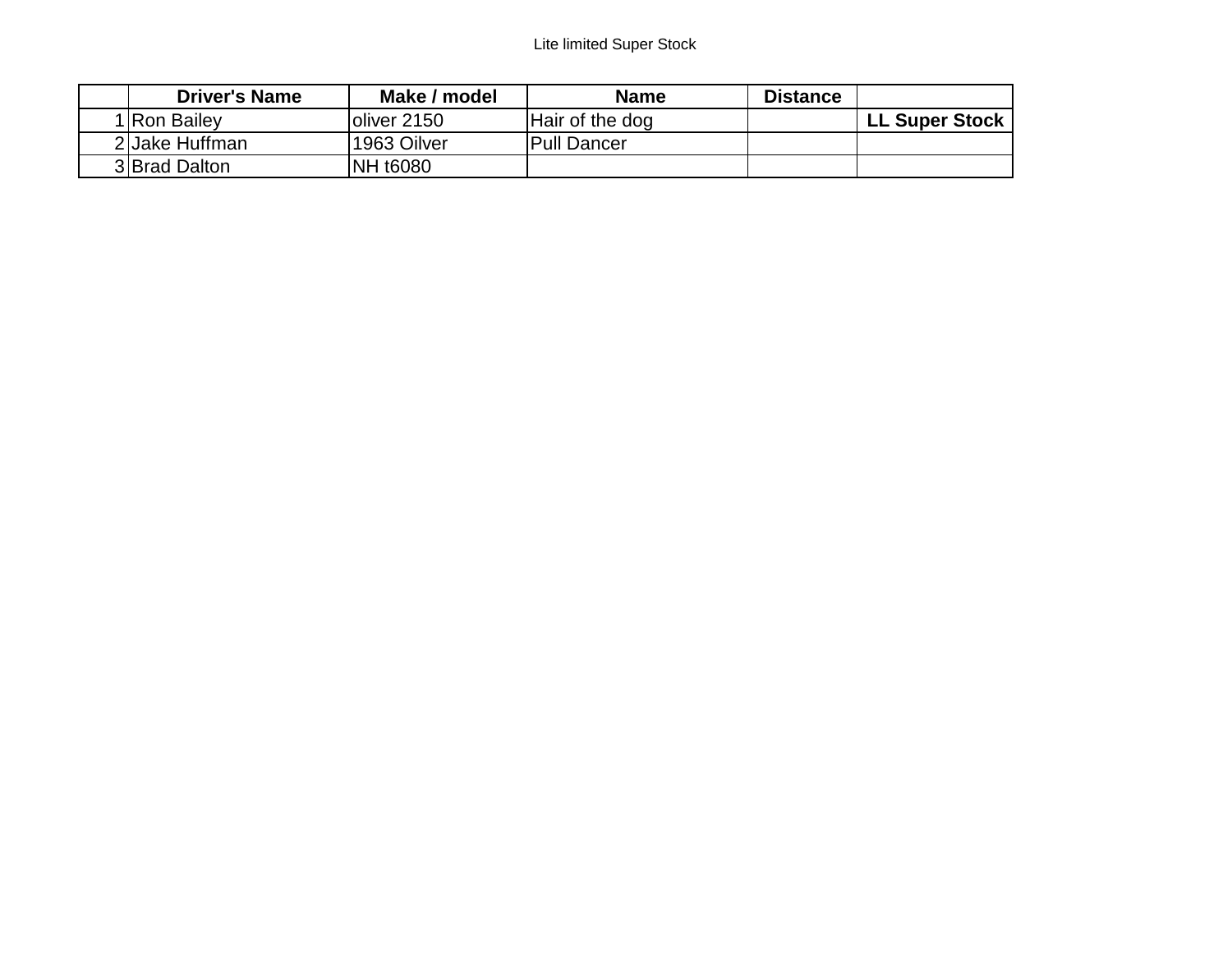Lite limited Super Stock

| | Driver's Name | Make / model | Name | Distance | |
|---|---|---|---|---|---|
| 1 | Ron Bailey | oliver 2150 | Hair of the dog | | **LL Super Stock** |
| 2 | Jake Huffman | 1963 Oilver | Pull Dancer | | |
| 3 | Brad Dalton | NH t6080 | | | |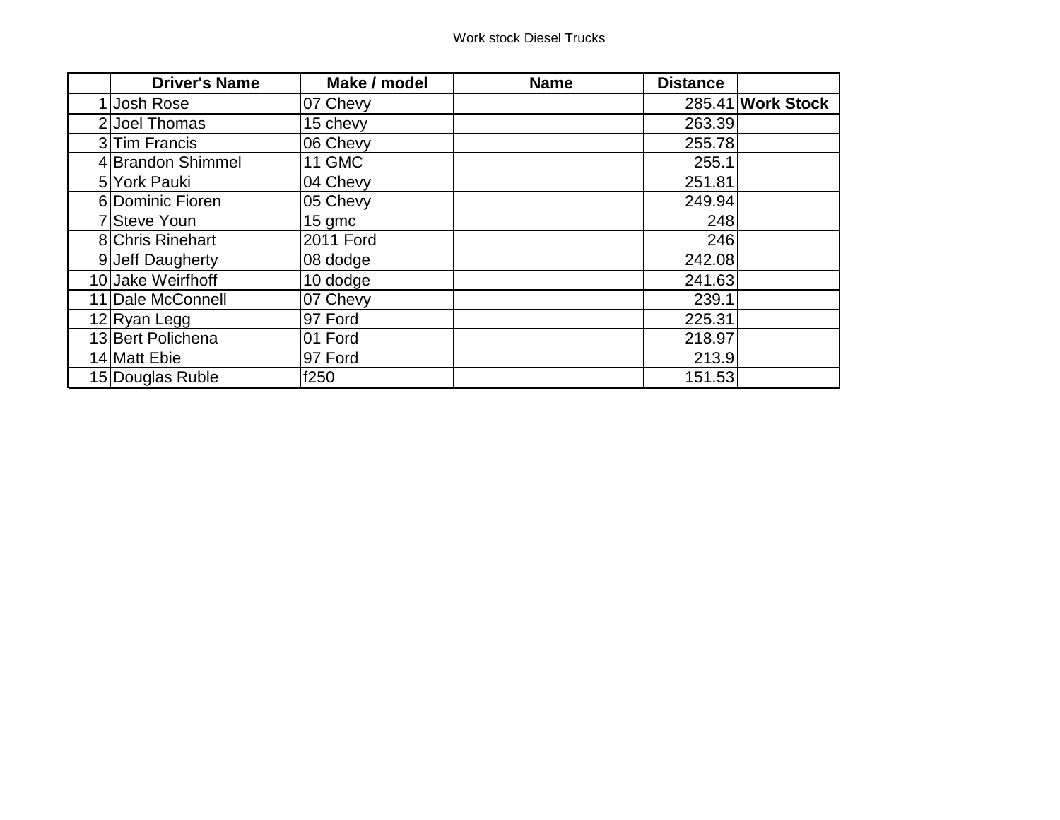Work stock Diesel Trucks

| | Driver's Name | Make / model | Name | Distance | |
|---|---|---|---|---|---|
| 1 | Josh Rose | 07 Chevy | | 285.41 | **Work Stock** |
| 2 | Joel Thomas | 15 chevy | | 263.39 | |
| 3 | Tim Francis | 06 Chevy | | 255.78 | |
| 4 | Brandon Shimmel | 11 GMC | | 255.1 | |
| 5 | York Pauki | 04 Chevy | | 251.81 | |
| 6 | Dominic Fioren | 05 Chevy | | 249.94 | |
| 7 | Steve Youn | 15 gmc | | 248 | |
| 8 | Chris Rinehart | 2011 Ford | | 246 | |
| 9 | Jeff Daugherty | 08 dodge | | 242.08 | |
| 10 | Jake Weirfhoff | 10 dodge | | 241.63 | |
| 11 | Dale McConnell | 07 Chevy | | 239.1 | |
| 12 | Ryan Legg | 97 Ford | | 225.31 | |
| 13 | Bert Polichena | 01 Ford | | 218.97 | |
| 14 | Matt Ebie | 97 Ford | | 213.9 | |
| 15 | Douglas Ruble | f250 | | 151.53 | |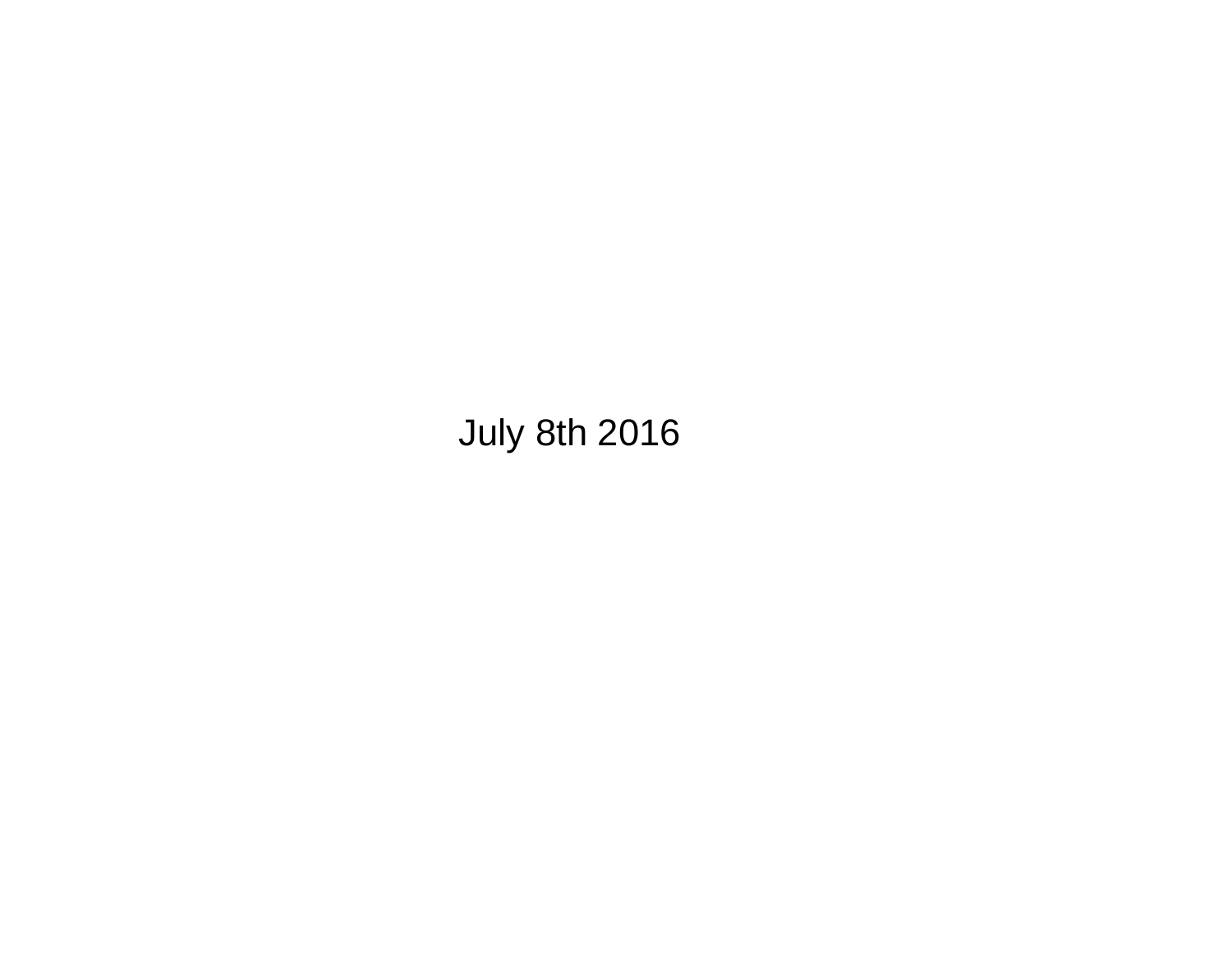July 8th 2016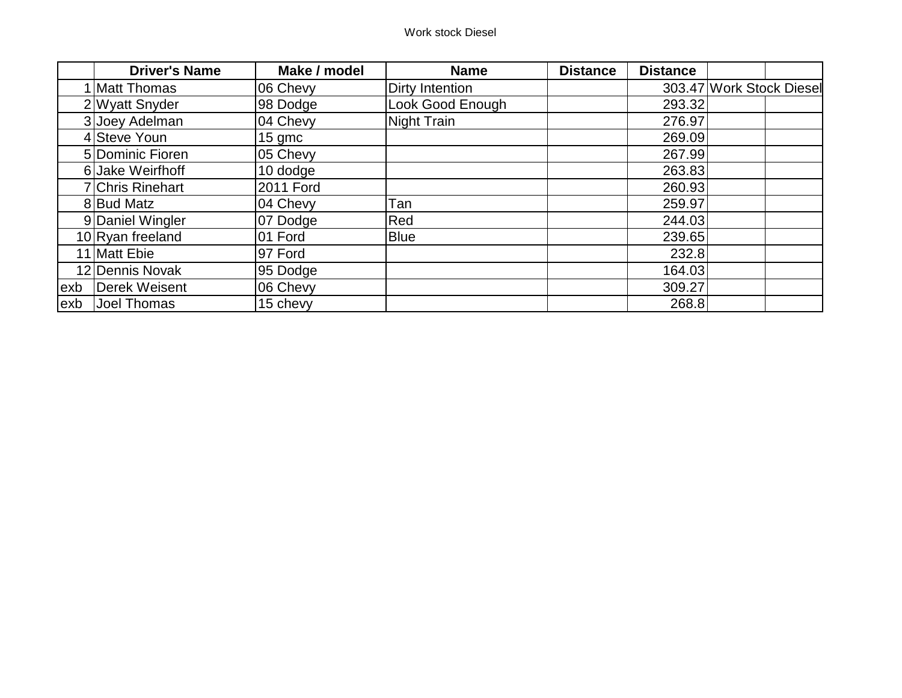Work stock Diesel

| | Driver's Name | Make / model | Name | Distance | Distance | | |
|---|---|---|---|---|---|---|---|
| 1 | Matt Thomas | 06 Chevy | Dirty Intention | | 303.47 | Work Stock Diesel | |
| 2 | Wyatt Snyder | 98 Dodge | Look Good Enough | | 293.32 | | |
| 3 | Joey Adelman | 04 Chevy | Night Train | | 276.97 | | |
| 4 | Steve Youn | 15 gmc | | | 269.09 | | |
| 5 | Dominic Fioren | 05 Chevy | | | 267.99 | | |
| 6 | Jake Weirfhoff | 10 dodge | | | 263.83 | | |
| 7 | Chris Rinehart | 2011 Ford | | | 260.93 | | |
| 8 | Bud Matz | 04 Chevy | Tan | | 259.97 | | |
| 9 | Daniel Wingler | 07 Dodge | Red | | 244.03 | | |
| 10 | Ryan freeland | 01 Ford | Blue | | 239.65 | | |
| 11 | Matt Ebie | 97 Ford | | | 232.8 | | |
| 12 | Dennis Novak | 95 Dodge | | | 164.03 | | |
| exb | Derek Weisent | 06 Chevy | | | 309.27 | | |
| exb | Joel Thomas | 15 chevy | | | 268.8 | | |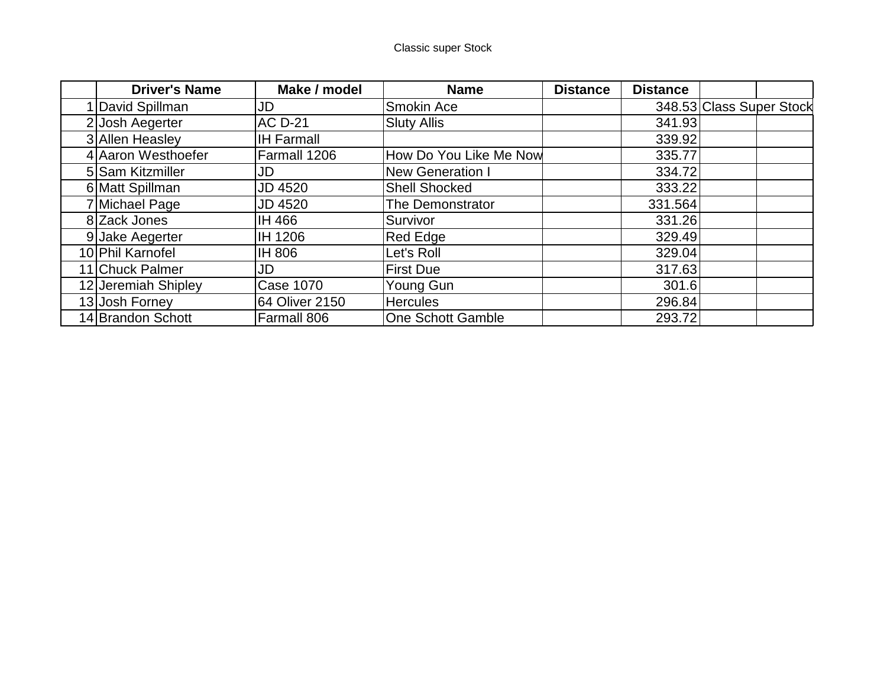Classic super Stock

| | Driver's Name | Make / model | Name | Distance | Distance | | |
|---|---|---|---|---|---|---|---|
| 1 | David Spillman | JD | Smokin Ace | | 348.53 | Class Super Stock | |
| 2 | Josh Aegerter | AC D-21 | Sluty Allis | | 341.93 | | |
| 3 | Allen Heasley | IH Farmall | | | 339.92 | | |
| 4 | Aaron Westhoefer | Farmall 1206 | How Do You Like Me Now | | 335.77 | | |
| 5 | Sam Kitzmiller | JD | New Generation I | | 334.72 | | |
| 6 | Matt Spillman | JD 4520 | Shell Shocked | | 333.22 | | |
| 7 | Michael Page | JD 4520 | The Demonstrator | | 331.564 | | |
| 8 | Zack Jones | IH 466 | Survivor | | 331.26 | | |
| 9 | Jake Aegerter | IH 1206 | Red Edge | | 329.49 | | |
| 10 | Phil Karnofel | IH 806 | Let's Roll | | 329.04 | | |
| 11 | Chuck Palmer | JD | First Due | | 317.63 | | |
| 12 | Jeremiah Shipley | Case 1070 | Young Gun | | 301.6 | | |
| 13 | Josh Forney | 64 Oliver 2150 | Hercules | | 296.84 | | |
| 14 | Brandon Schott | Farmall 806 | One Schott Gamble | | 293.72 | | |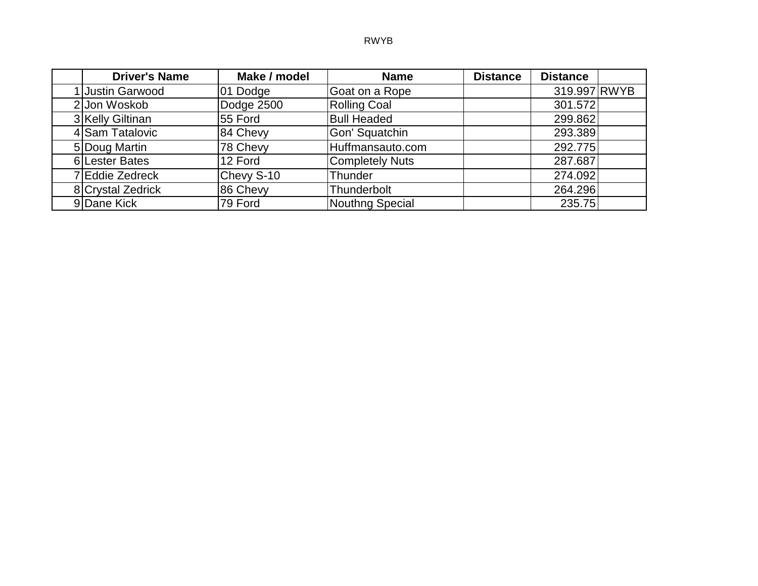RWYB

| | Driver's Name | Make / model | Name | Distance | Distance | |
|---|---|---|---|---|---|---|
| 1 | Justin Garwood | 01 Dodge | Goat on a Rope | | 319.997 | RWYB |
| 2 | Jon Woskob | Dodge 2500 | Rolling Coal | | 301.572 | |
| 3 | Kelly Giltinan | 55 Ford | Bull Headed | | 299.862 | |
| 4 | Sam Tatalovic | 84 Chevy | Gon' Squatchin | | 293.389 | |
| 5 | Doug Martin | 78 Chevy | Huffmansauto.com | | 292.775 | |
| 6 | Lester Bates | 12 Ford | Completely Nuts | | 287.687 | |
| 7 | Eddie Zedreck | Chevy S-10 | Thunder | | 274.092 | |
| 8 | Crystal Zedrick | 86 Chevy | Thunderbolt | | 264.296 | |
| 9 | Dane Kick | 79 Ford | Nouthng Special | | 235.75 | |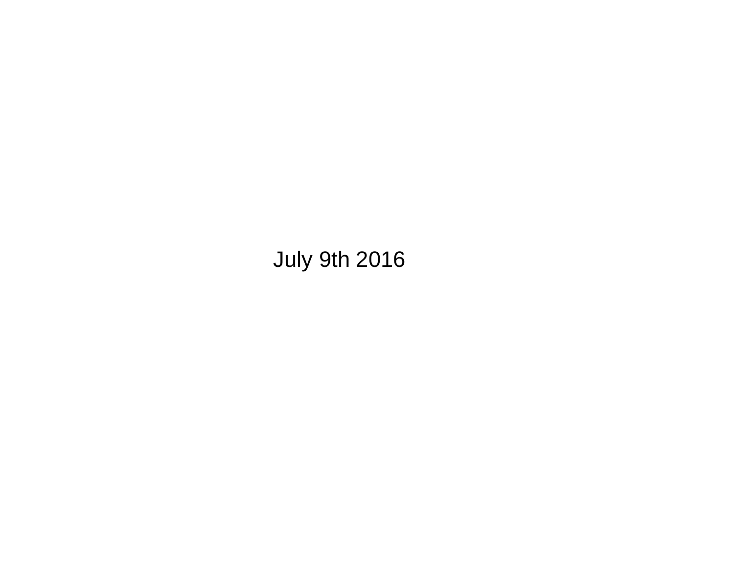July 9th 2016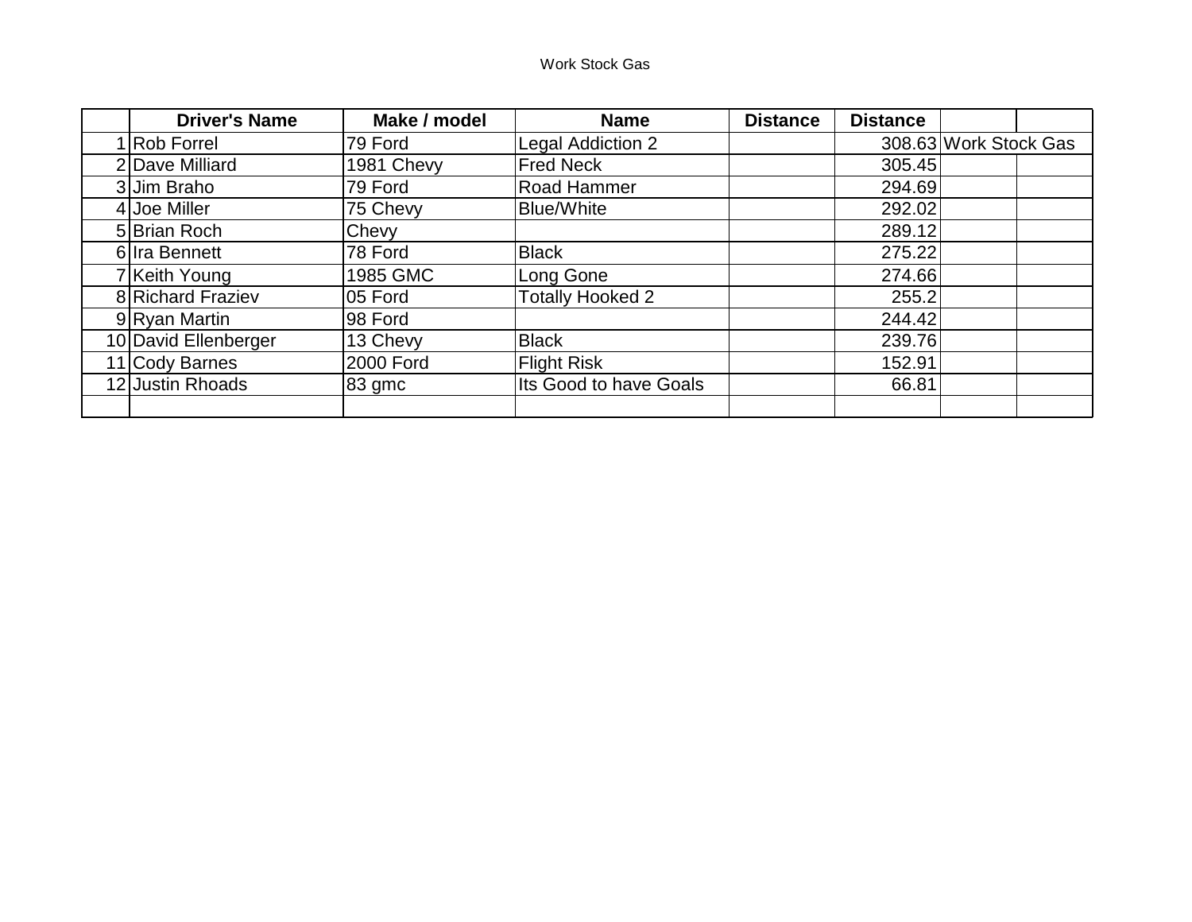Work Stock Gas

| | Driver's Name | Make / model | Name | Distance | Distance | | |
|---|---|---|---|---|---|---|---|
| 1 | Rob Forrel | 79 Ford | Legal Addiction 2 | | 308.63 | Work Stock Gas | |
| 2 | Dave Milliard | 1981 Chevy | Fred Neck | | 305.45 | | |
| 3 | Jim Braho | 79 Ford | Road Hammer | | 294.69 | | |
| 4 | Joe Miller | 75 Chevy | Blue/White | | 292.02 | | |
| 5 | Brian Roch | Chevy | | | 289.12 | | |
| 6 | Ira Bennett | 78 Ford | Black | | 275.22 | | |
| 7 | Keith Young | 1985 GMC | Long Gone | | 274.66 | | |
| 8 | Richard Fraziev | 05 Ford | Totally Hooked 2 | | 255.2 | | |
| 9 | Ryan Martin | 98 Ford | | | 244.42 | | |
| 10 | David Ellenberger | 13 Chevy | Black | | 239.76 | | |
| 11 | Cody Barnes | 2000 Ford | Flight Risk | | 152.91 | | |
| 12 | Justin Rhoads | 83 gmc | Its Good to have Goals | | 66.81 | | |
| | | | | | | | |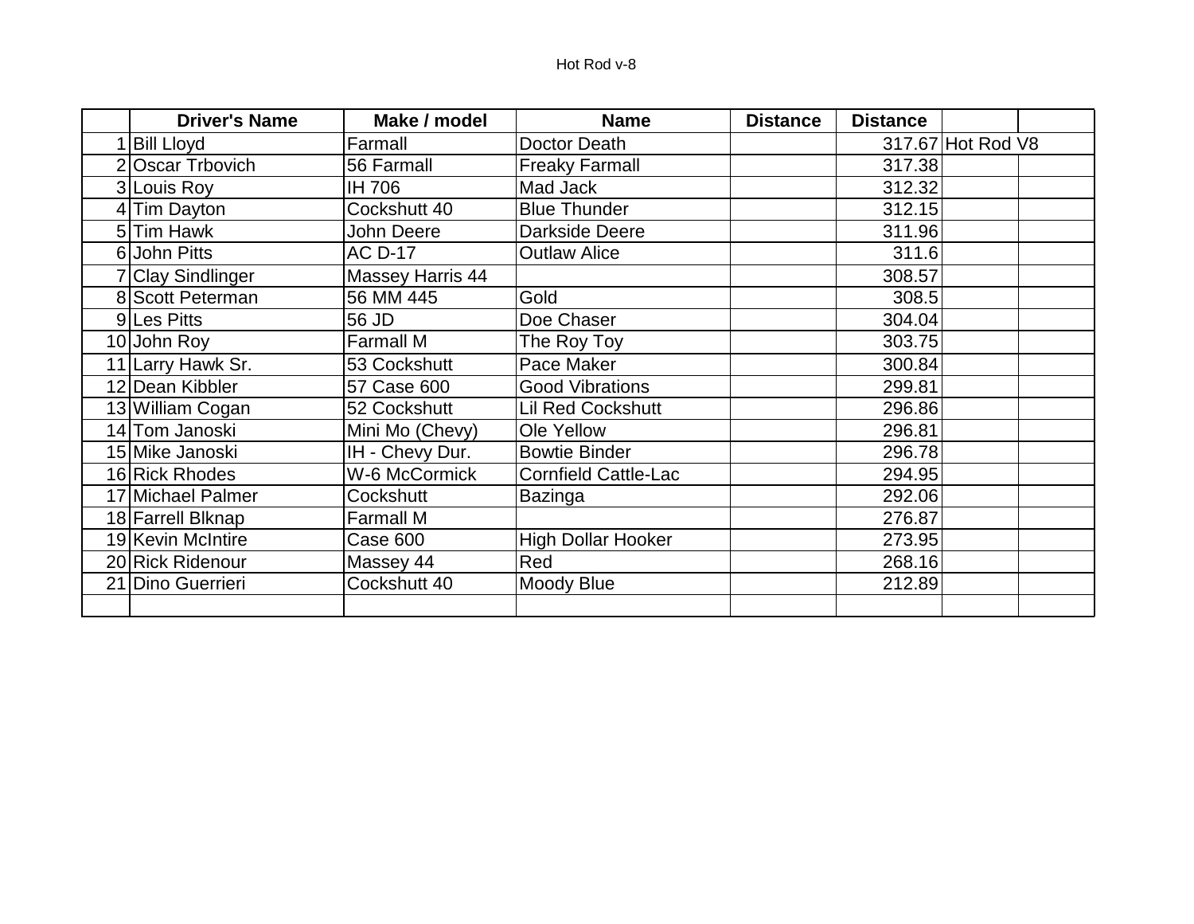Hot Rod v-8

| | Driver's Name | Make / model | Name | Distance | Distance | | |
|---|---|---|---|---|---|---|---|
| 1 | Bill Lloyd | Farmall | Doctor Death | | 317.67 | Hot Rod V8 | |
| 2 | Oscar Trbovich | 56 Farmall | Freaky Farmall | | 317.38 | | |
| 3 | Louis Roy | IH 706 | Mad Jack | | 312.32 | | |
| 4 | Tim Dayton | Cockshutt 40 | Blue Thunder | | 312.15 | | |
| 5 | Tim Hawk | John Deere | Darkside Deere | | 311.96 | | |
| 6 | John Pitts | AC D-17 | Outlaw Alice | | 311.6 | | |
| 7 | Clay Sindlinger | Massey Harris 44 | | | 308.57 | | |
| 8 | Scott Peterman | 56 MM 445 | Gold | | 308.5 | | |
| 9 | Les Pitts | 56 JD | Doe Chaser | | 304.04 | | |
| 10 | John Roy | Farmall M | The Roy Toy | | 303.75 | | |
| 11 | Larry Hawk Sr. | 53 Cockshutt | Pace Maker | | 300.84 | | |
| 12 | Dean Kibbler | 57 Case 600 | Good Vibrations | | 299.81 | | |
| 13 | William Cogan | 52 Cockshutt | Lil Red Cockshutt | | 296.86 | | |
| 14 | Tom Janoski | Mini Mo (Chevy) | Ole Yellow | | 296.81 | | |
| 15 | Mike Janoski | IH - Chevy Dur. | Bowtie Binder | | 296.78 | | |
| 16 | Rick Rhodes | W-6 McCormick | Cornfield Cattle-Lac | | 294.95 | | |
| 17 | Michael Palmer | Cockshutt | Bazinga | | 292.06 | | |
| 18 | Farrell Blknap | Farmall M | | | 276.87 | | |
| 19 | Kevin McIntire | Case 600 | High Dollar Hooker | | 273.95 | | |
| 20 | Rick Ridenour | Massey 44 | Red | | 268.16 | | |
| 21 | Dino Guerrieri | Cockshutt 40 | Moody Blue | | 212.89 | | |
| | | | | | | | |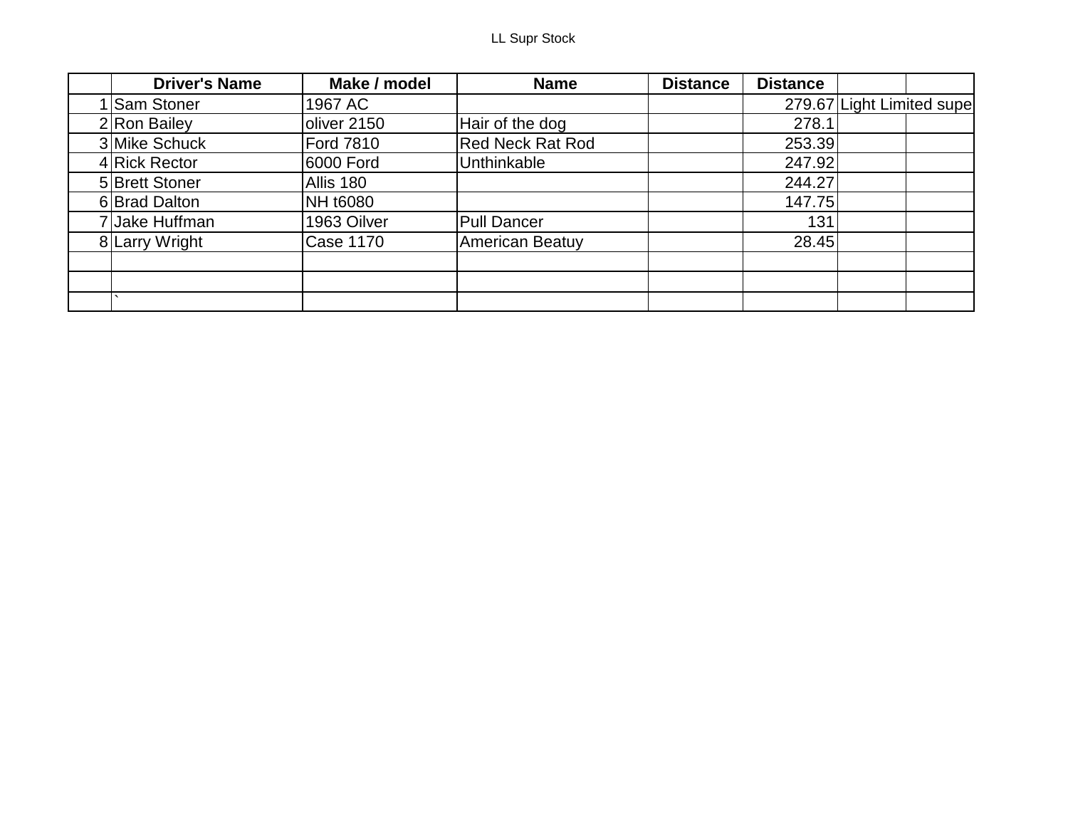LL Supr Stock

| | Driver's Name | Make / model | Name | Distance | Distance | | |
|---|---|---|---|---|---|---|---|
| 1 | Sam Stoner | 1967 AC | | | 279.67 | Light Limited supe | |
| 2 | Ron Bailey | oliver 2150 | Hair of the dog | | 278.1 | | |
| 3 | Mike Schuck | Ford 7810 | Red Neck Rat Rod | | 253.39 | | |
| 4 | Rick Rector | 6000 Ford | Unthinkable | | 247.92 | | |
| 5 | Brett Stoner | Allis 180 | | | 244.27 | | |
| 6 | Brad Dalton | NH t6080 | | | 147.75 | | |
| 7 | Jake Huffman | 1963 Oilver | Pull Dancer | | 131 | | |
| 8 | Larry Wright | Case 1170 | American Beatuy | | 28.45 | | |
| | | | | | | | |
| | | | | | | | |
| | ` | | | | | | |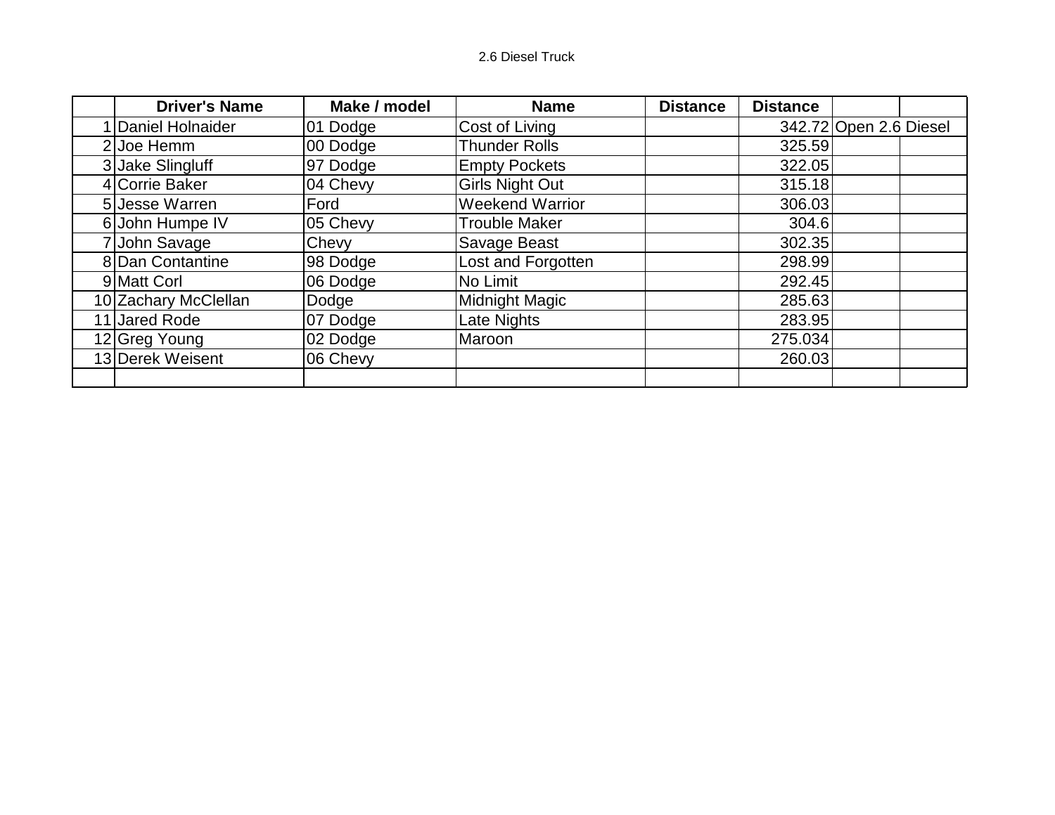2.6 Diesel Truck

| | Driver's Name | Make / model | Name | Distance | Distance | | |
|---|---|---|---|---|---|---|---|
| 1 | Daniel Holnaider | 01 Dodge | Cost of Living | | 342.72 | Open 2.6 Diesel | |
| 2 | Joe Hemm | 00 Dodge | Thunder Rolls | | 325.59 | | |
| 3 | Jake Slingluff | 97 Dodge | Empty Pockets | | 322.05 | | |
| 4 | Corrie Baker | 04 Chevy | Girls Night Out | | 315.18 | | |
| 5 | Jesse Warren | Ford | Weekend Warrior | | 306.03 | | |
| 6 | John Humpe IV | 05 Chevy | Trouble Maker | | 304.6 | | |
| 7 | John Savage | Chevy | Savage Beast | | 302.35 | | |
| 8 | Dan Contantine | 98 Dodge | Lost and Forgotten | | 298.99 | | |
| 9 | Matt Corl | 06 Dodge | No Limit | | 292.45 | | |
| 10 | Zachary McClellan | Dodge | Midnight Magic | | 285.63 | | |
| 11 | Jared Rode | 07 Dodge | Late Nights | | 283.95 | | |
| 12 | Greg Young | 02 Dodge | Maroon | | 275.034 | | |
| 13 | Derek Weisent | 06 Chevy | | | 260.03 | | |
| | | | | | | | |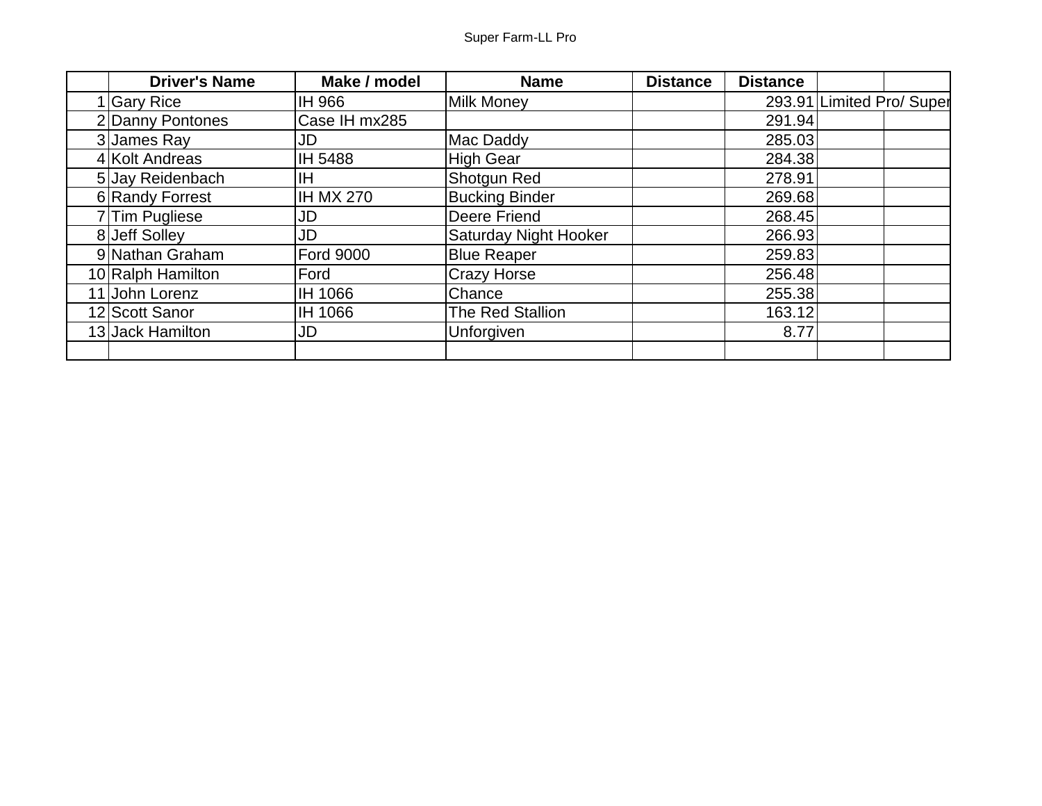Super Farm-LL Pro

| | Driver's Name | Make / model | Name | Distance | Distance | | |
|---|---|---|---|---|---|---|---|
| 1 | Gary Rice | IH 966 | Milk Money | | 293.91 | Limited Pro/ Super | |
| 2 | Danny Pontones | Case IH mx285 | | | 291.94 | | |
| 3 | James Ray | JD | Mac Daddy | | 285.03 | | |
| 4 | Kolt Andreas | IH 5488 | High Gear | | 284.38 | | |
| 5 | Jay Reidenbach | IH | Shotgun Red | | 278.91 | | |
| 6 | Randy Forrest | IH MX 270 | Bucking Binder | | 269.68 | | |
| 7 | Tim Pugliese | JD | Deere Friend | | 268.45 | | |
| 8 | Jeff Solley | JD | Saturday Night Hooker | | 266.93 | | |
| 9 | Nathan Graham | Ford 9000 | Blue Reaper | | 259.83 | | |
| 10 | Ralph Hamilton | Ford | Crazy Horse | | 256.48 | | |
| 11 | John Lorenz | IH 1066 | Chance | | 255.38 | | |
| 12 | Scott Sanor | IH 1066 | The Red Stallion | | 163.12 | | |
| 13 | Jack Hamilton | JD | Unforgiven | | 8.77 | | |
| | | | | | | | |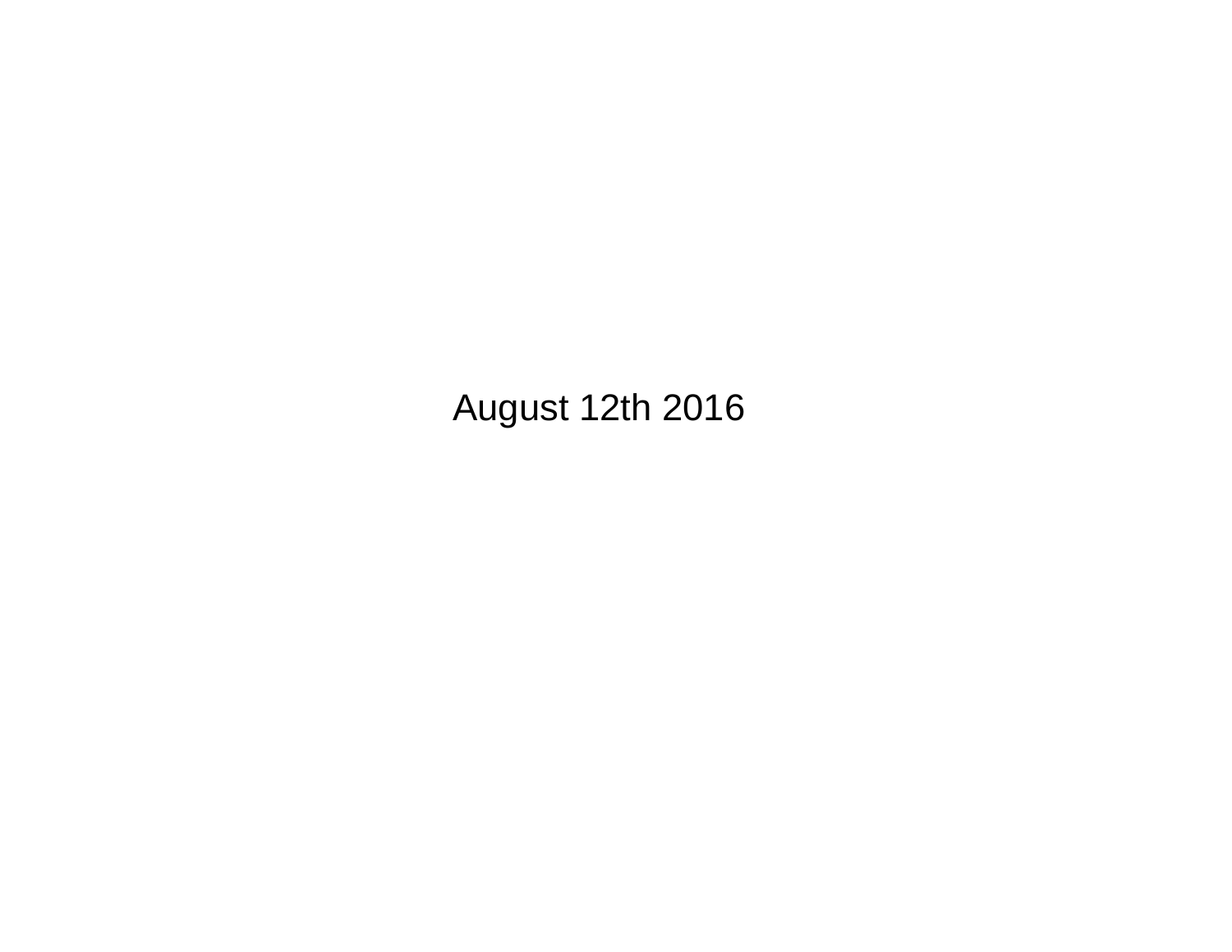August 12th 2016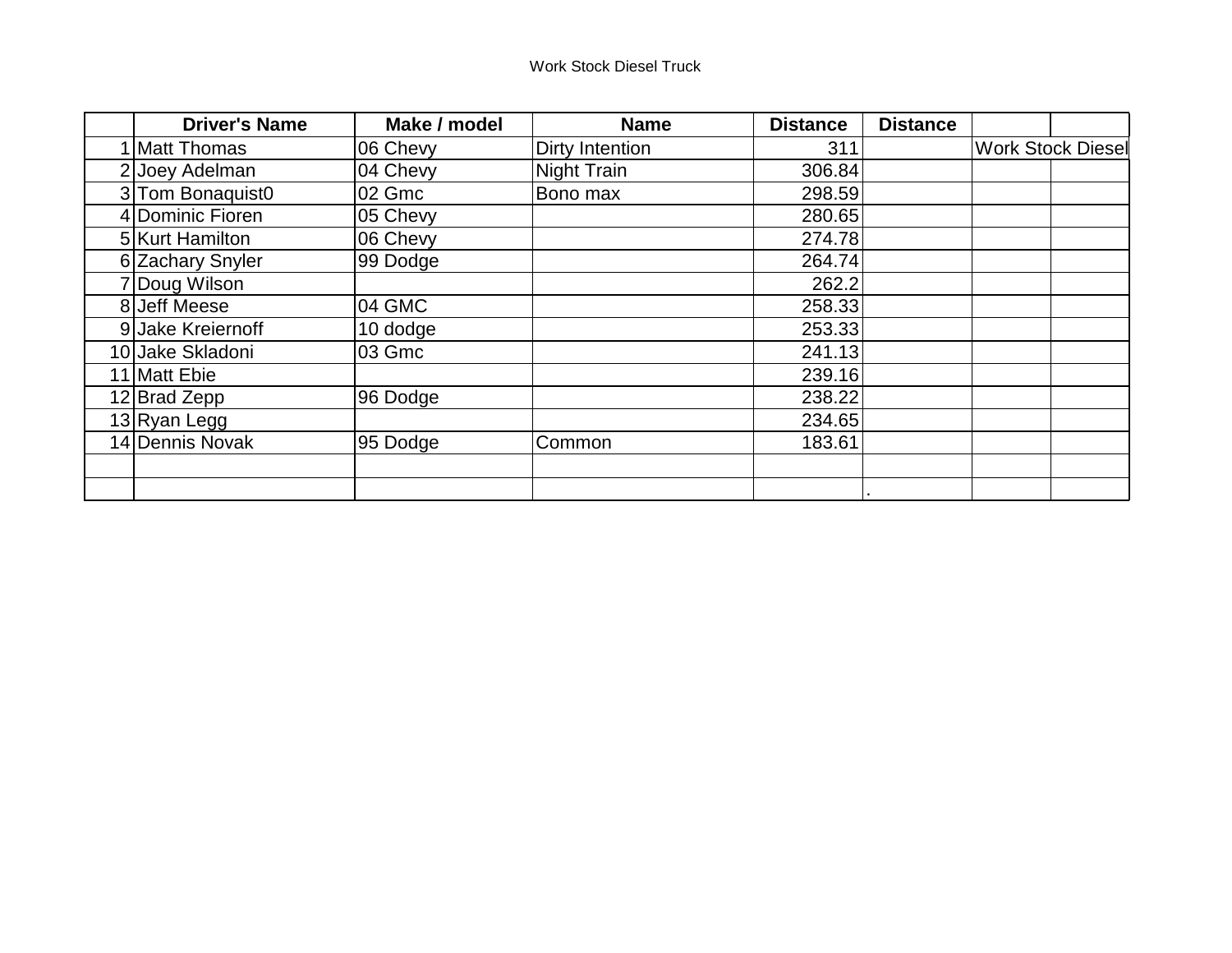Work Stock Diesel Truck

| | Driver's Name | Make / model | Name | Distance | Distance | | |
|---|---|---|---|---|---|---|---|
| 1 | Matt Thomas | 06 Chevy | Dirty Intention | 311 | | Work Stock Diesel | |
| 2 | Joey Adelman | 04 Chevy | Night Train | 306.84 | | | |
| 3 | Tom Bonaquist0 | 02 Gmc | Bono max | 298.59 | | | |
| 4 | Dominic Fioren | 05 Chevy | | 280.65 | | | |
| 5 | Kurt Hamilton | 06 Chevy | | 274.78 | | | |
| 6 | Zachary Snyler | 99 Dodge | | 264.74 | | | |
| 7 | Doug Wilson | | | 262.2 | | | |
| 8 | Jeff Meese | 04 GMC | | 258.33 | | | |
| 9 | Jake Kreiernoff | 10 dodge | | 253.33 | | | |
| 10 | Jake Skladoni | 03 Gmc | | 241.13 | | | |
| 11 | Matt Ebie | | | 239.16 | | | |
| 12 | Brad Zepp | 96 Dodge | | 238.22 | | | |
| 13 | Ryan Legg | | | 234.65 | | | |
| 14 | Dennis Novak | 95 Dodge | Common | 183.61 | | | |
| | | | | | | | |
| | | | | | . | | |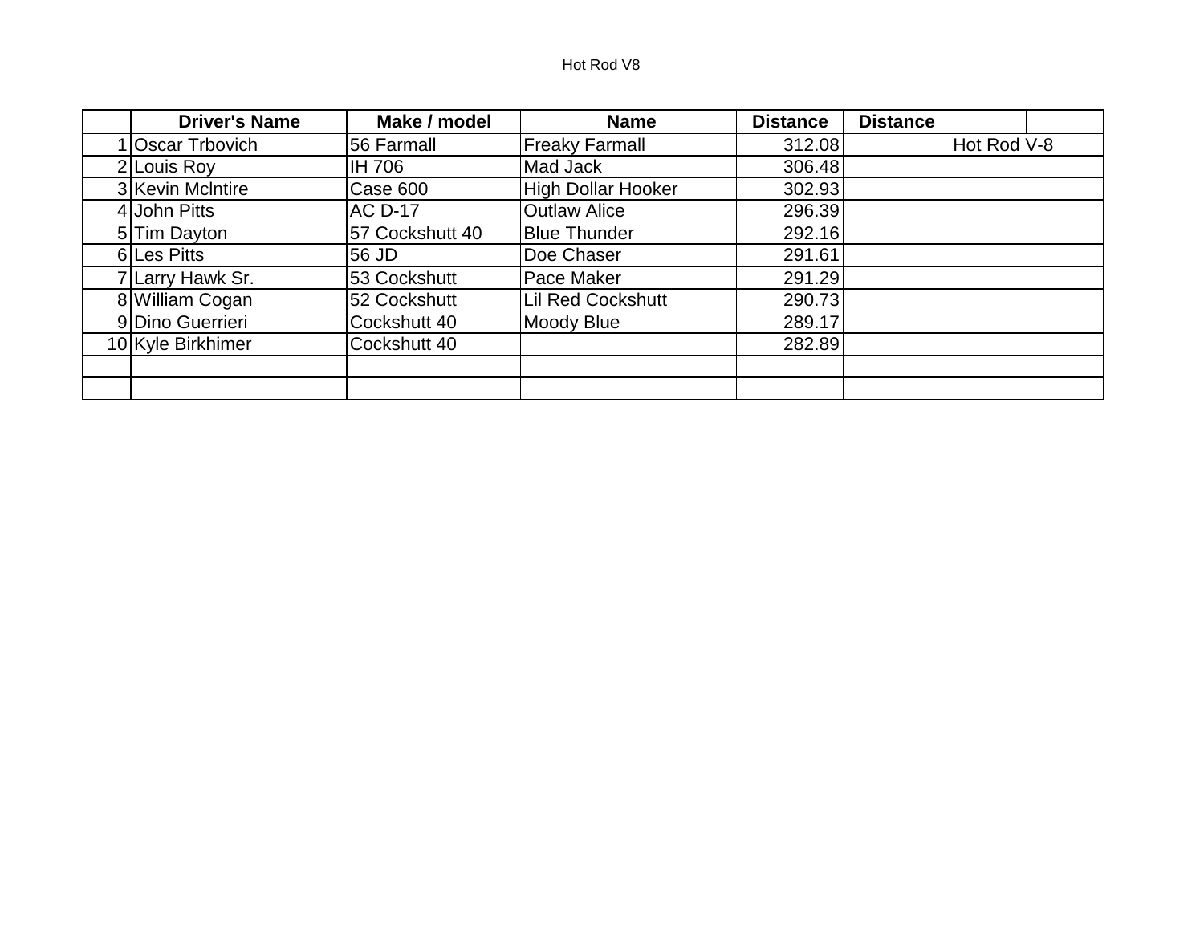Hot Rod V8

| | Driver's Name | Make / model | Name | Distance | Distance | | |
|---|---|---|---|---|---|---|---|
| 1 | Oscar Trbovich | 56 Farmall | Freaky Farmall | 312.08 | | Hot Rod V-8 | |
| 2 | Louis Roy | IH 706 | Mad Jack | 306.48 | | | |
| 3 | Kevin McIntire | Case 600 | High Dollar Hooker | 302.93 | | | |
| 4 | John Pitts | AC D-17 | Outlaw Alice | 296.39 | | | |
| 5 | Tim Dayton | 57 Cockshutt 40 | Blue Thunder | 292.16 | | | |
| 6 | Les Pitts | 56 JD | Doe Chaser | 291.61 | | | |
| 7 | Larry Hawk Sr. | 53 Cockshutt | Pace Maker | 291.29 | | | |
| 8 | William Cogan | 52 Cockshutt | Lil Red Cockshutt | 290.73 | | | |
| 9 | Dino Guerrieri | Cockshutt 40 | Moody Blue | 289.17 | | | |
| 10 | Kyle Birkhimer | Cockshutt 40 | | 282.89 | | | |
| | | | | | | | |
| | | | | | | | |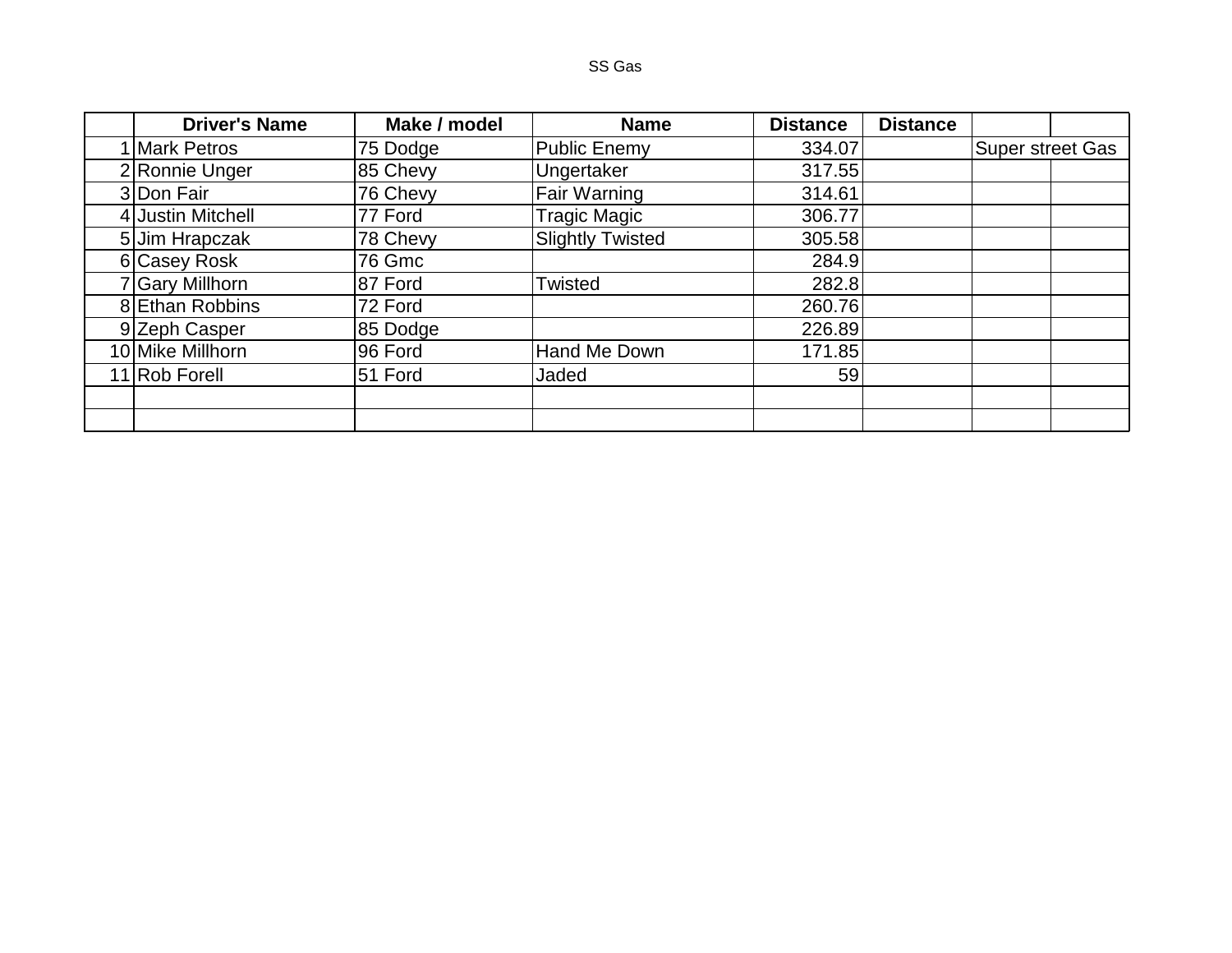SS Gas

| | Driver's Name | Make / model | Name | Distance | Distance | | |
|---|---|---|---|---|---|---|---|
| 1 | Mark Petros | 75 Dodge | Public Enemy | 334.07 | | Super street Gas | |
| 2 | Ronnie Unger | 85 Chevy | Ungertaker | 317.55 | | | |
| 3 | Don Fair | 76 Chevy | Fair Warning | 314.61 | | | |
| 4 | Justin Mitchell | 77 Ford | Tragic Magic | 306.77 | | | |
| 5 | Jim Hrapczak | 78 Chevy | Slightly Twisted | 305.58 | | | |
| 6 | Casey Rosk | 76 Gmc | | 284.9 | | | |
| 7 | Gary Millhorn | 87 Ford | Twisted | 282.8 | | | |
| 8 | Ethan Robbins | 72 Ford | | 260.76 | | | |
| 9 | Zeph Casper | 85 Dodge | | 226.89 | | | |
| 10 | Mike Millhorn | 96 Ford | Hand Me Down | 171.85 | | | |
| 11 | Rob Forell | 51 Ford | Jaded | 59 | | | |
| | | | | | | | |
| | | | | | | | |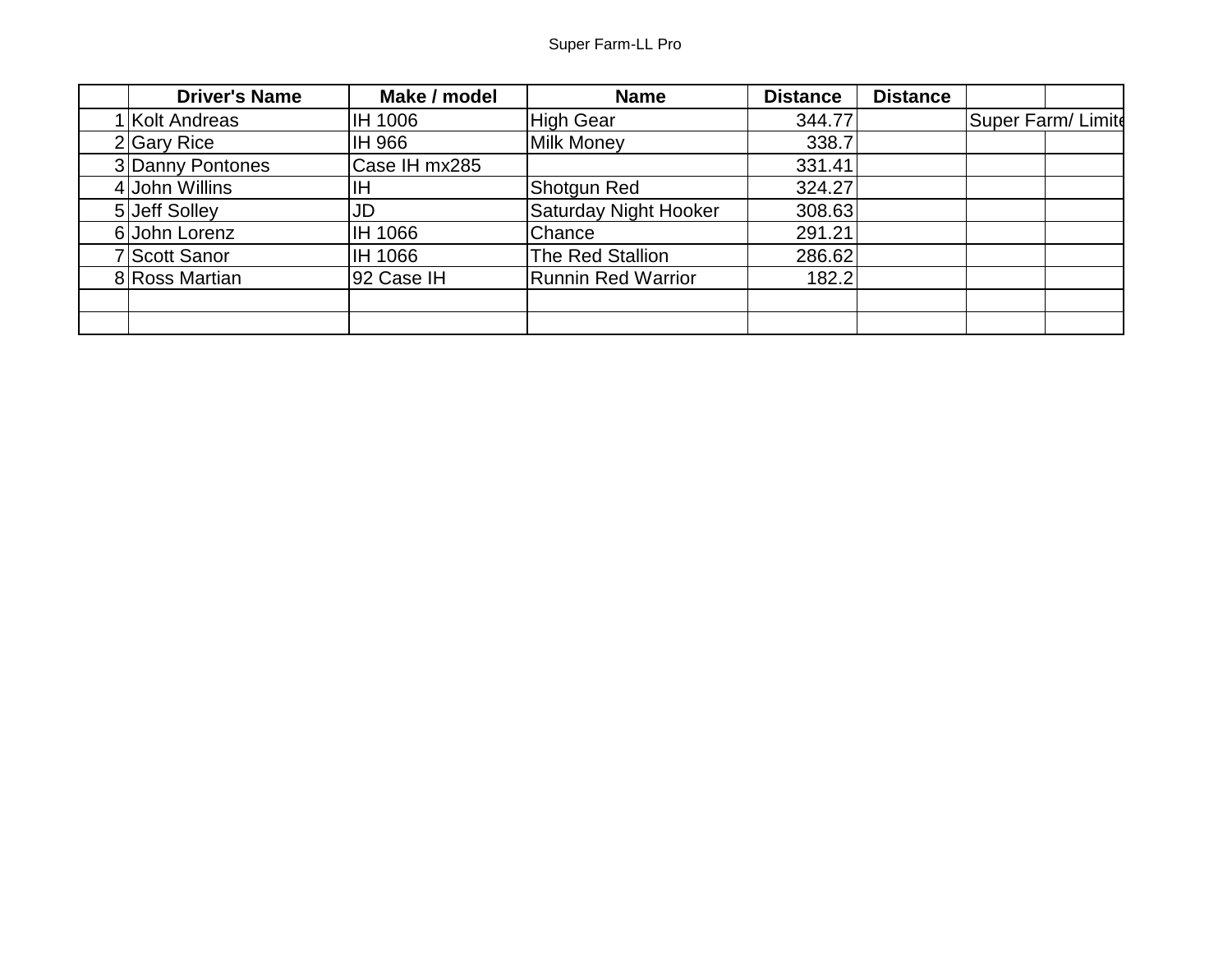Super Farm-LL Pro

| | Driver's Name | Make / model | Name | Distance | Distance | | |
|---|---|---|---|---|---|---|---|
| 1 | Kolt Andreas | IH 1006 | High Gear | 344.77 | | Super Farm/ Limite | |
| 2 | Gary Rice | IH 966 | Milk Money | 338.7 | | | |
| 3 | Danny Pontones | Case IH mx285 | | 331.41 | | | |
| 4 | John Willins | IH | Shotgun Red | 324.27 | | | |
| 5 | Jeff Solley | JD | Saturday Night Hooker | 308.63 | | | |
| 6 | John Lorenz | IH 1066 | Chance | 291.21 | | | |
| 7 | Scott Sanor | IH 1066 | The Red Stallion | 286.62 | | | |
| 8 | Ross Martian | 92 Case IH | Runnin Red Warrior | 182.2 | | | |
| | | | | | | | |
| | | | | | | | |